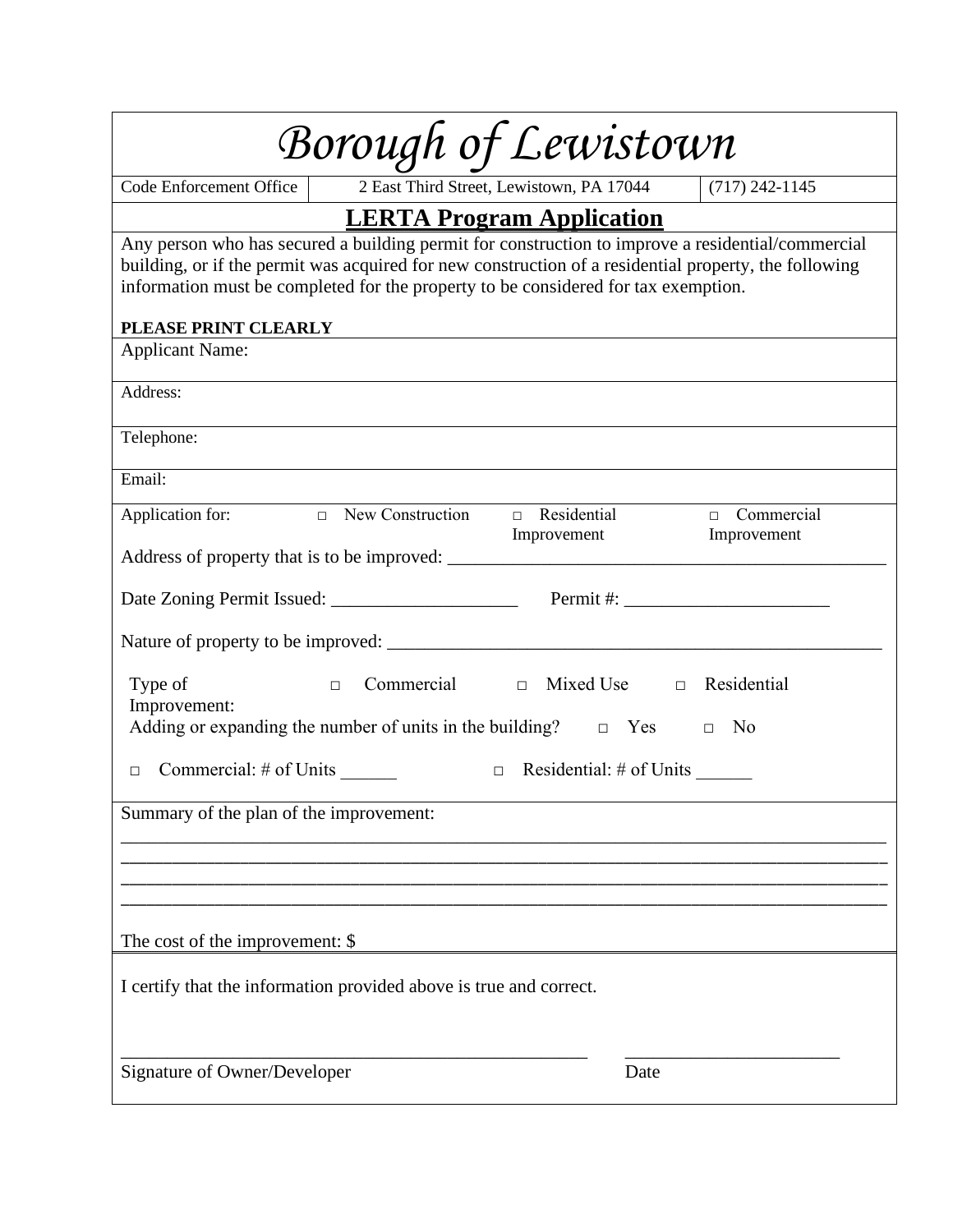# *Borough of Lewistown*

| Code Enforcement Office | 2 East Third Street, Lewistown, PA 17044 | (717) 242-1145 |
|---|---|---|

## LERTA Program Application

Any person who has secured a building permit for construction to improve a residential/commercial building, or if the permit was acquired for new construction of a residential property, the following information must be completed for the property to be considered for tax exemption.

**PLEASE PRINT CLEARLY**

Applicant Name:

Address:

Telephone:

Email:

Application for: □ New Construction □ Residential Improvement □ Commercial Improvement

Address of property that is to be improved: ______________________________________________

Date Zoning Permit Issued: ____________________ Permit #: _____________________

Nature of property to be improved: _____________________________________________________

Type of Improvement: □ Commercial □ Mixed Use □ Residential

Adding or expanding the number of units in the building? □ Yes □ No

□ Commercial: # of Units ______ □ Residential: # of Units ______

Summary of the plan of the improvement:

________________________________________________________________________________
________________________________________________________________________________
________________________________________________________________________________
________________________________________________________________________________

The cost of the improvement: $

I certify that the information provided above is true and correct.

_________________________________________________ _______________________

Signature of Owner/Developer Date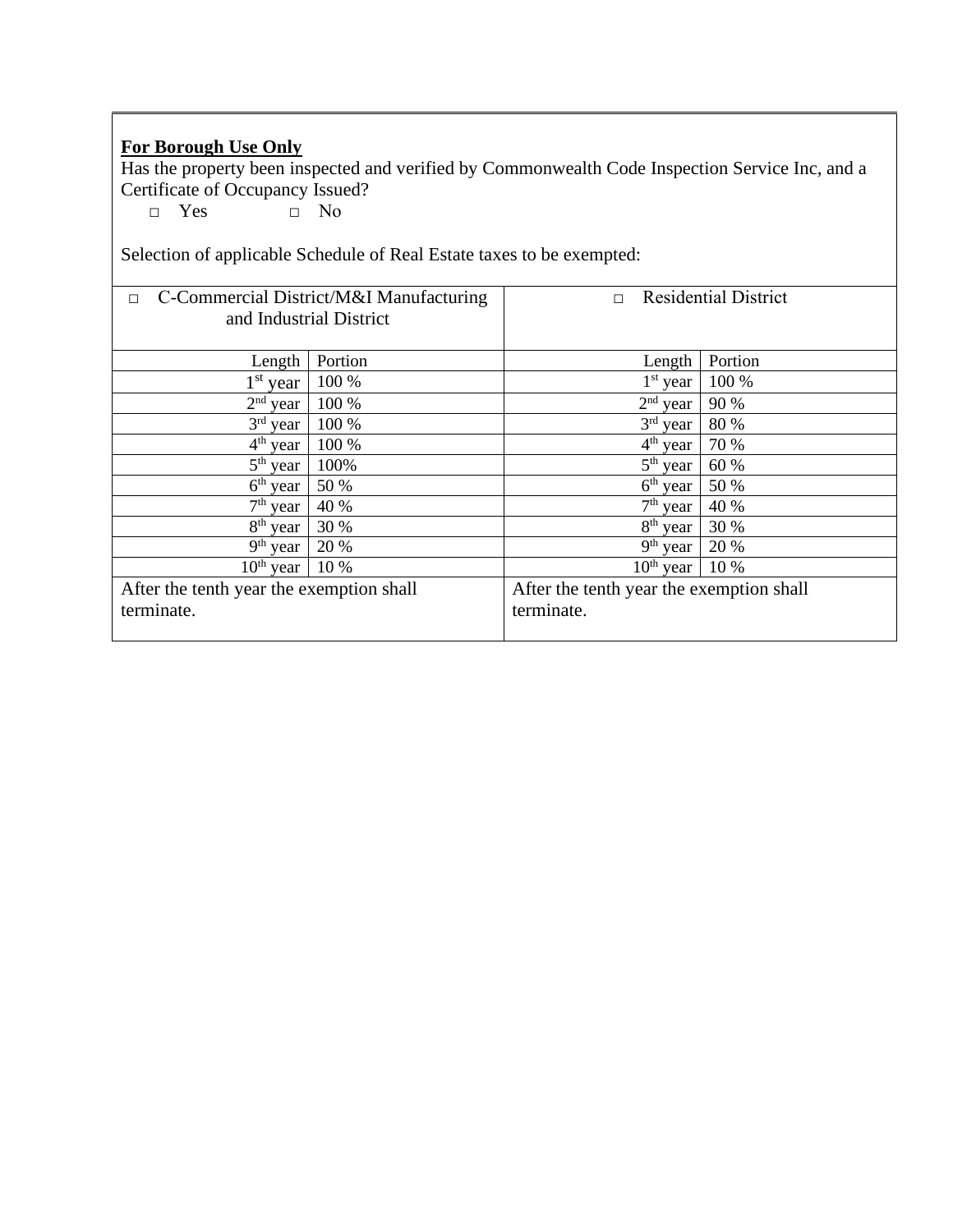**For Borough Use Only**

Has the property been inspected and verified by Commonwealth Code Inspection Service Inc, and a Certificate of Occupancy Issued?

□ Yes □ No

Selection of applicable Schedule of Real Estate taxes to be exempted:

| □ C-Commercial District/M&I Manufacturing and Industrial District | | □ Residential District | |
|---|---|---|---|
| Length | Portion | Length | Portion |
| 1st year | 100 % | 1st year | 100 % |
| 2nd year | 100 % | 2nd year | 90 % |
| 3rd year | 100 % | 3rd year | 80 % |
| 4th year | 100 % | 4th year | 70 % |
| 5th year | 100% | 5th year | 60 % |
| 6th year | 50 % | 6th year | 50 % |
| 7th year | 40 % | 7th year | 40 % |
| 8th year | 30 % | 8th year | 30 % |
| 9th year | 20 % | 9th year | 20 % |
| 10th year | 10 % | 10th year | 10 % |
| After the tenth year the exemption shall terminate. | | After the tenth year the exemption shall terminate. | |